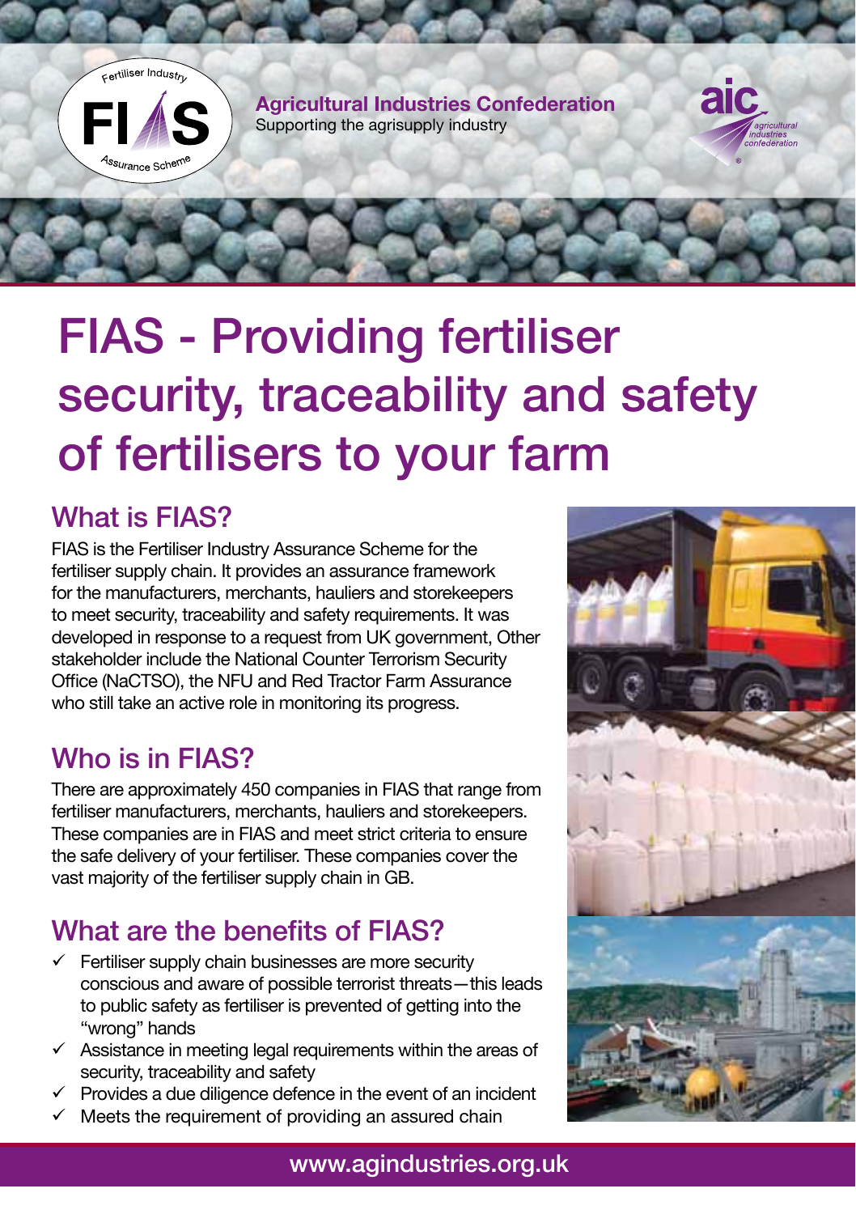Fertiliser Industry FIAS Assurance Scheme

**Agricultural Industries Confederation**
Supporting the agrisupply industry

aic agricultural industries confederation

# FIAS - Providing fertiliser security, traceability and safety of fertilisers to your farm

## What is FIAS?

FIAS is the Fertiliser Industry Assurance Scheme for the fertiliser supply chain. It provides an assurance framework for the manufacturers, merchants, hauliers and storekeepers to meet security, traceability and safety requirements. It was developed in response to a request from UK government, Other stakeholder include the National Counter Terrorism Security Office (NaCTSO), the NFU and Red Tractor Farm Assurance who still take an active role in monitoring its progress.

## Who is in FIAS?

There are approximately 450 companies in FIAS that range from fertiliser manufacturers, merchants, hauliers and storekeepers. These companies are in FIAS and meet strict criteria to ensure the safe delivery of your fertiliser. These companies cover the vast majority of the fertiliser supply chain in GB.

## What are the benefits of FIAS?

- ✓ Fertiliser supply chain businesses are more security conscious and aware of possible terrorist threats—this leads to public safety as fertiliser is prevented of getting into the "wrong" hands
- ✓ Assistance in meeting legal requirements within the areas of security, traceability and safety
- ✓ Provides a due diligence defence in the event of an incident
- ✓ Meets the requirement of providing an assured chain

www.agindustries.org.uk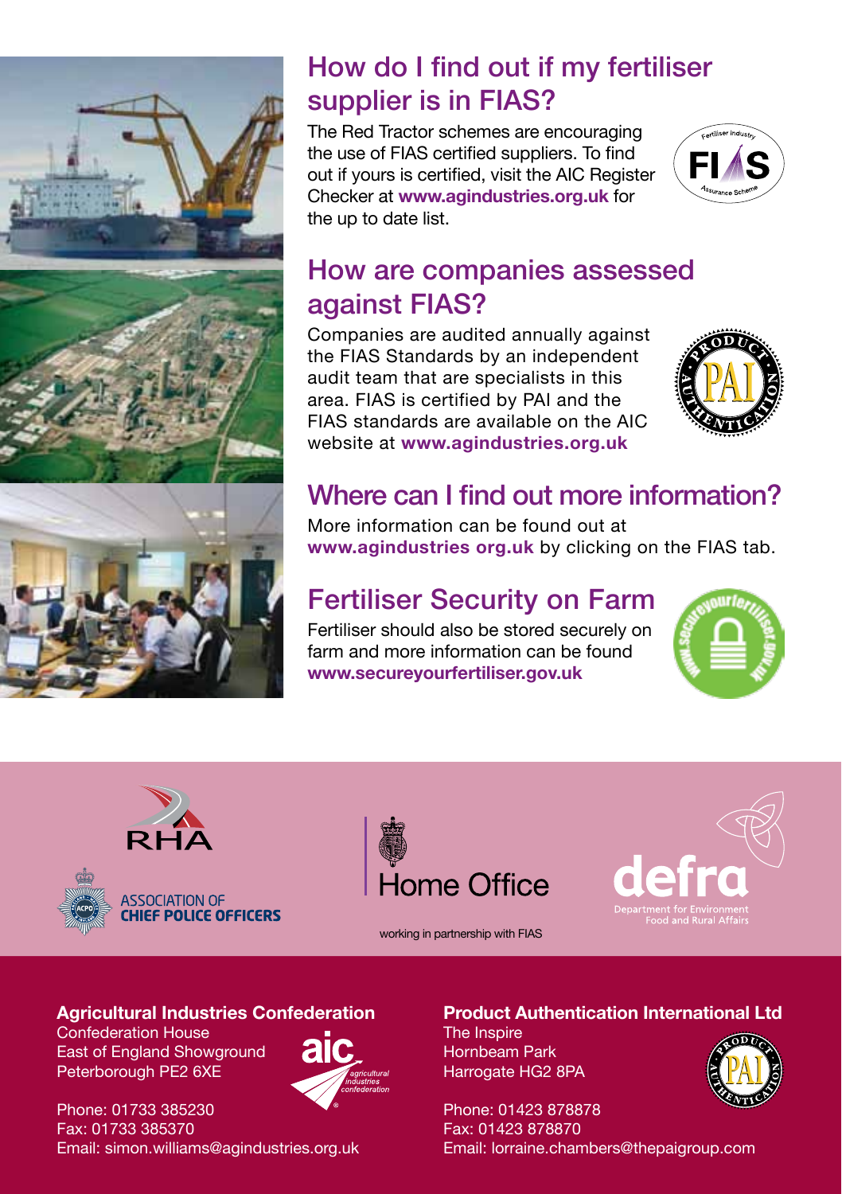## How do I find out if my fertiliser supplier is in FIAS?

The Red Tractor schemes are encouraging the use of FIAS certified suppliers. To find out if yours is certified, visit the AIC Register Checker at **www.agindustries.org.uk** for the up to date list.

## How are companies assessed against FIAS?

Companies are audited annually against the FIAS Standards by an independent audit team that are specialists in this area. FIAS is certified by PAI and the FIAS standards are available on the AIC website at **www.agindustries.org.uk**

## Where can I find out more information?

More information can be found out at **www.agindustries org.uk** by clicking on the FIAS tab.

## Fertiliser Security on Farm

Fertiliser should also be stored securely on farm and more information can be found **www.secureyourfertiliser.gov.uk**

working in partnership with FIAS

**Agricultural Industries Confederation**
Confederation House
East of England Showground
Peterborough PE2 6XE

Phone: 01733 385230
Fax: 01733 385370
Email: simon.williams@agindustries.org.uk

**Product Authentication International Ltd**
The Inspire
Hornbeam Park
Harrogate HG2 8PA

Phone: 01423 878878
Fax: 01423 878870
Email: lorraine.chambers@thepaigroup.com